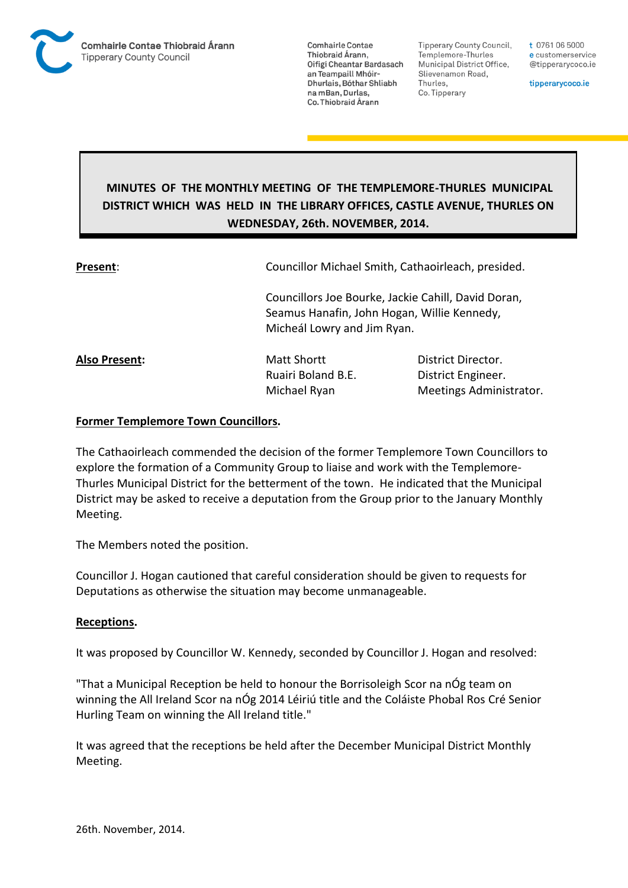Comhairle Contae Thiobraid Árann
Tipperary County Council

Comhairle Contae Thiobraid Árann, Oifigí Cheantar Bardasach an Teampaill Mhóir-Dhurlais, Bóthar Shliabh na mBan, Durlas, Co. Thiobraid Árann

Tipperary County Council, Templemore-Thurles Municipal District Office, Slievenamon Road, Thurles, Co. Tipperary

t 0761 06 5000
e customerservice@tipperarycoco.ie

tipperarycoco.ie

# MINUTES OF THE MONTHLY MEETING OF THE TEMPLEMORE-THURLES MUNICIPAL DISTRICT WHICH WAS HELD IN THE LIBRARY OFFICES, CASTLE AVENUE, THURLES ON WEDNESDAY, 26th. NOVEMBER, 2014.

| | | |
|---|---|---|
| **Present**: | Councillor Michael Smith, Cathaoirleach, presided. | |
| | Councillors Joe Bourke, Jackie Cahill, David Doran, Seamus Hanafin, John Hogan, Willie Kennedy, Micheál Lowry and Jim Ryan. | |
| **Also Present:** | Matt Shortt | District Director. |
| | Ruairi Boland B.E. | District Engineer. |
| | Michael Ryan | Meetings Administrator. |

**Former Templemore Town Councillors.**

The Cathaoirleach commended the decision of the former Templemore Town Councillors to explore the formation of a Community Group to liaise and work with the Templemore-Thurles Municipal District for the betterment of the town. He indicated that the Municipal District may be asked to receive a deputation from the Group prior to the January Monthly Meeting.

The Members noted the position.

Councillor J. Hogan cautioned that careful consideration should be given to requests for Deputations as otherwise the situation may become unmanageable.

**Receptions.**

It was proposed by Councillor W. Kennedy, seconded by Councillor J. Hogan and resolved:

"That a Municipal Reception be held to honour the Borrisoleigh Scor na nÓg team on winning the All Ireland Scor na nÓg 2014 Léiriú title and the Coláiste Phobal Ros Cré Senior Hurling Team on winning the All Ireland title."

It was agreed that the receptions be held after the December Municipal District Monthly Meeting.

26th. November, 2014.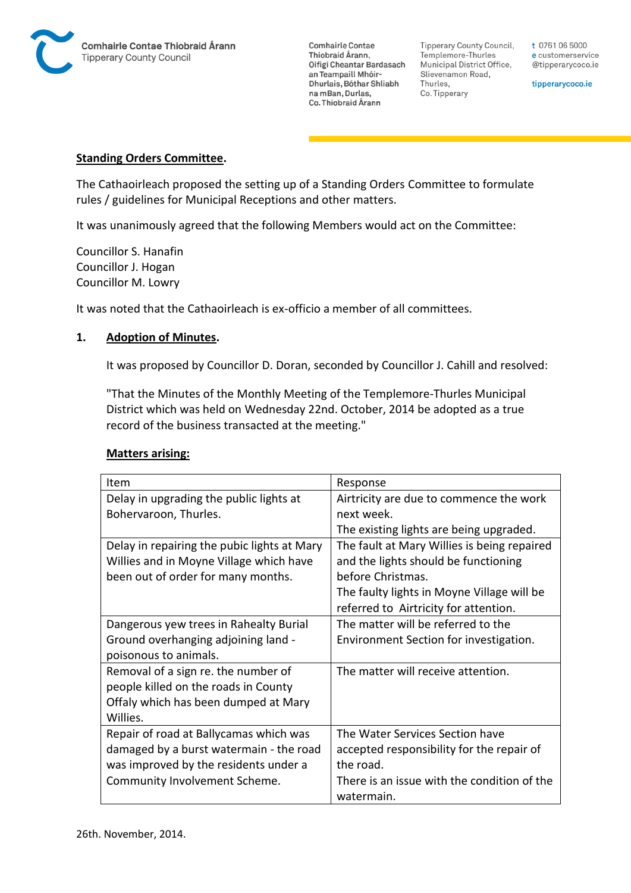**Standing Orders Committee.**

The Cathaoirleach proposed the setting up of a Standing Orders Committee to formulate rules / guidelines for Municipal Receptions and other matters.

It was unanimously agreed that the following Members would act on the Committee:

Councillor S. Hanafin
Councillor J. Hogan
Councillor M. Lowry

It was noted that the Cathaoirleach is ex-officio a member of all committees.

## 1. Adoption of Minutes.

It was proposed by Councillor D. Doran, seconded by Councillor J. Cahill and resolved:

"That the Minutes of the Monthly Meeting of the Templemore-Thurles Municipal District which was held on Wednesday 22nd. October, 2014 be adopted as a true record of the business transacted at the meeting."

**Matters arising:**

| Item | Response |
|---|---|
| Delay in upgrading the public lights at Bohervaroon, Thurles. | Airtricity are due to commence the work next week. The existing lights are being upgraded. |
| Delay in repairing the pubic lights at Mary Willies and in Moyne Village which have been out of order for many months. | The fault at Mary Willies is being repaired and the lights should be functioning before Christmas. The faulty lights in Moyne Village will be referred to Airtricity for attention. |
| Dangerous yew trees in Rahealty Burial Ground overhanging adjoining land - poisonous to animals. | The matter will be referred to the Environment Section for investigation. |
| Removal of a sign re. the number of people killed on the roads in County Offaly which has been dumped at Mary Willies. | The matter will receive attention. |
| Repair of road at Ballycamas which was damaged by a burst watermain - the road was improved by the residents under a Community Involvement Scheme. | The Water Services Section have accepted responsibility for the repair of the road. There is an issue with the condition of the watermain. |

26th. November, 2014.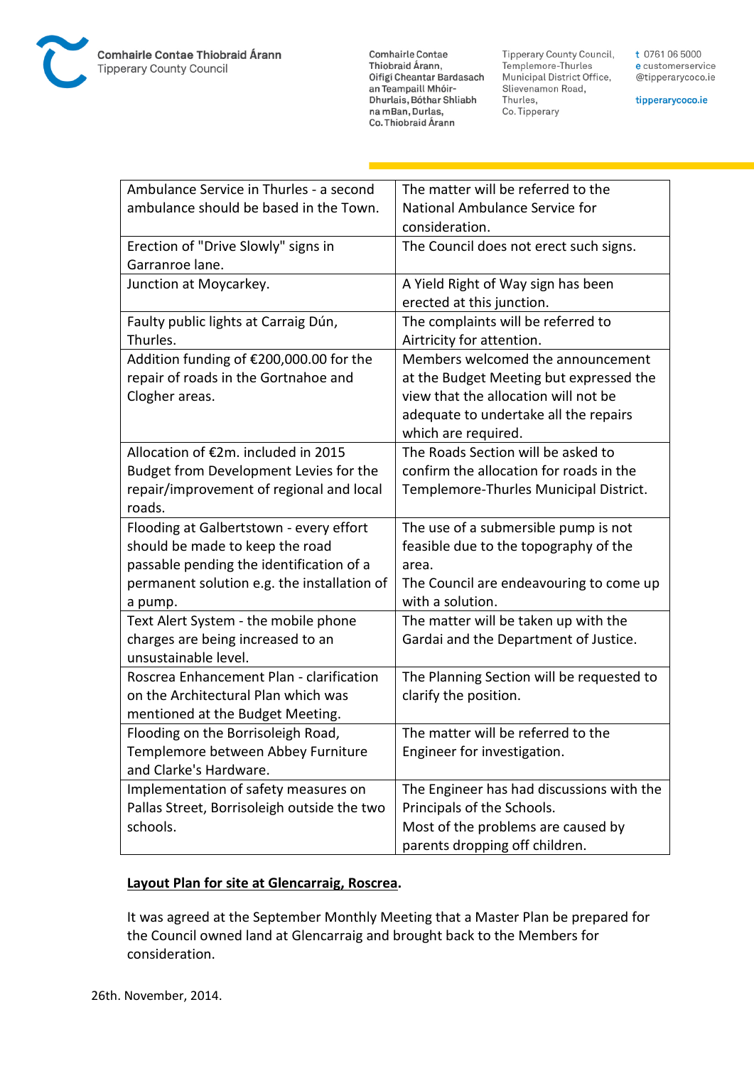| | |
|---|---|
| Ambulance Service in Thurles - a second ambulance should be based in the Town. | The matter will be referred to the National Ambulance Service for consideration. |
| Erection of "Drive Slowly" signs in Garranroe lane. | The Council does not erect such signs. |
| Junction at Moycarkey. | A Yield Right of Way sign has been erected at this junction. |
| Faulty public lights at Carraig Dún, Thurles. | The complaints will be referred to Airtricity for attention. |
| Addition funding of €200,000.00 for the repair of roads in the Gortnahoe and Clogher areas. | Members welcomed the announcement at the Budget Meeting but expressed the view that the allocation will not be adequate to undertake all the repairs which are required. |
| Allocation of €2m. included in 2015 Budget from Development Levies for the repair/improvement of regional and local roads. | The Roads Section will be asked to confirm the allocation for roads in the Templemore-Thurles Municipal District. |
| Flooding at Galbertstown - every effort should be made to keep the road passable pending the identification of a permanent solution e.g. the installation of a pump. | The use of a submersible pump is not feasible due to the topography of the area.<br>The Council are endeavouring to come up with a solution. |
| Text Alert System - the mobile phone charges are being increased to an unsustainable level. | The matter will be taken up with the Gardai and the Department of Justice. |
| Roscrea Enhancement Plan - clarification on the Architectural Plan which was mentioned at the Budget Meeting. | The Planning Section will be requested to clarify the position. |
| Flooding on the Borrisoleigh Road, Templemore between Abbey Furniture and Clarke's Hardware. | The matter will be referred to the Engineer for investigation. |
| Implementation of safety measures on Pallas Street, Borrisoleigh outside the two schools. | The Engineer has had discussions with the Principals of the Schools.<br>Most of the problems are caused by parents dropping off children. |

**<u>Layout Plan for site at Glencarraig, Roscrea</u>.**

It was agreed at the September Monthly Meeting that a Master Plan be prepared for the Council owned land at Glencarraig and brought back to the Members for consideration.

26th. November, 2014.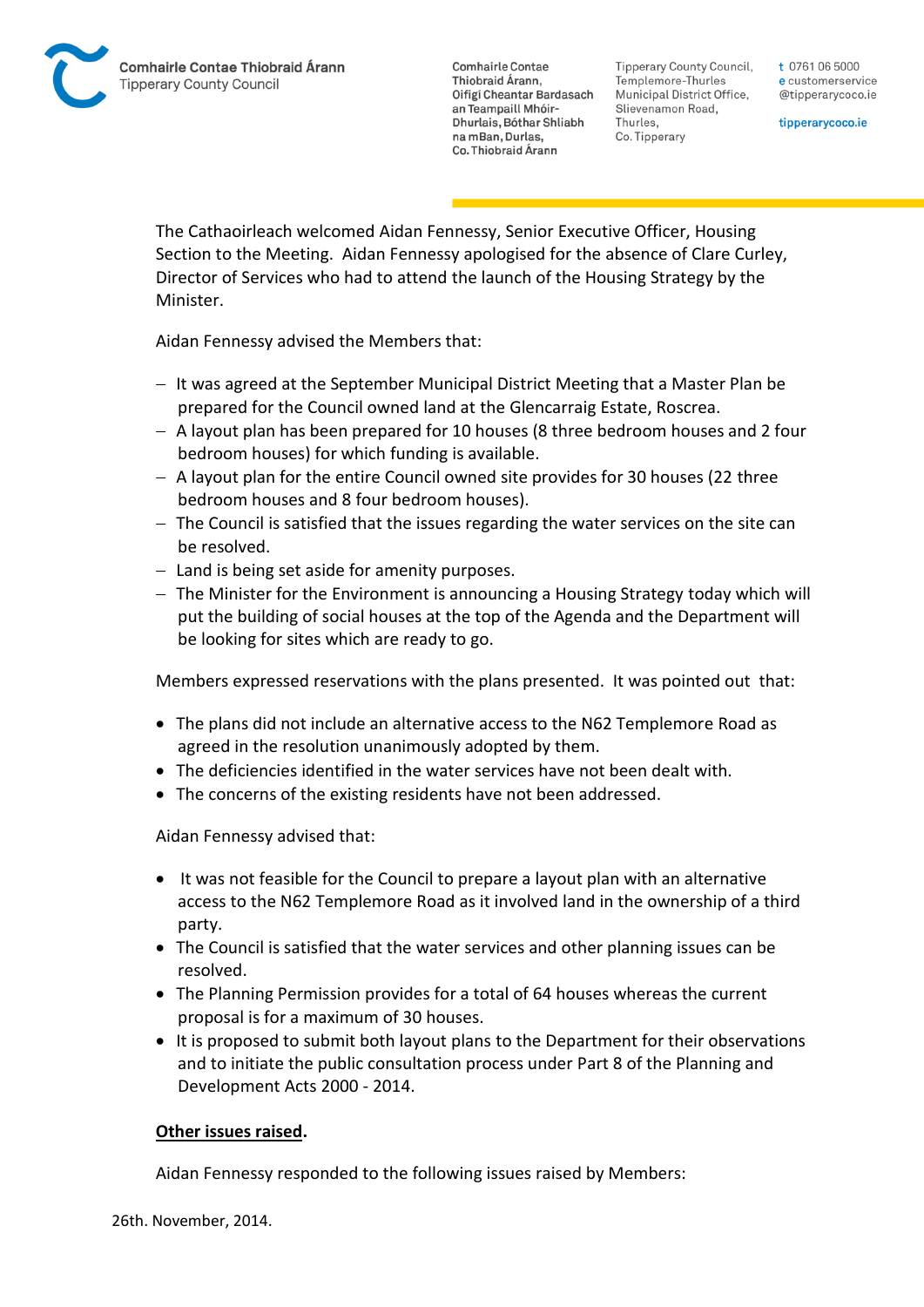The Cathaoirleach welcomed Aidan Fennessy, Senior Executive Officer, Housing Section to the Meeting. Aidan Fennessy apologised for the absence of Clare Curley, Director of Services who had to attend the launch of the Housing Strategy by the Minister.

Aidan Fennessy advised the Members that:

- It was agreed at the September Municipal District Meeting that a Master Plan be prepared for the Council owned land at the Glencarraig Estate, Roscrea.
- A layout plan has been prepared for 10 houses (8 three bedroom houses and 2 four bedroom houses) for which funding is available.
- A layout plan for the entire Council owned site provides for 30 houses (22 three bedroom houses and 8 four bedroom houses).
- The Council is satisfied that the issues regarding the water services on the site can be resolved.
- Land is being set aside for amenity purposes.
- The Minister for the Environment is announcing a Housing Strategy today which will put the building of social houses at the top of the Agenda and the Department will be looking for sites which are ready to go.

Members expressed reservations with the plans presented. It was pointed out that:

- The plans did not include an alternative access to the N62 Templemore Road as agreed in the resolution unanimously adopted by them.
- The deficiencies identified in the water services have not been dealt with.
- The concerns of the existing residents have not been addressed.

Aidan Fennessy advised that:

- It was not feasible for the Council to prepare a layout plan with an alternative access to the N62 Templemore Road as it involved land in the ownership of a third party.
- The Council is satisfied that the water services and other planning issues can be resolved.
- The Planning Permission provides for a total of 64 houses whereas the current proposal is for a maximum of 30 houses.
- It is proposed to submit both layout plans to the Department for their observations and to initiate the public consultation process under Part 8 of the Planning and Development Acts 2000 - 2014.

**<u>Other issues raised</u>.**

Aidan Fennessy responded to the following issues raised by Members:

26th. November, 2014.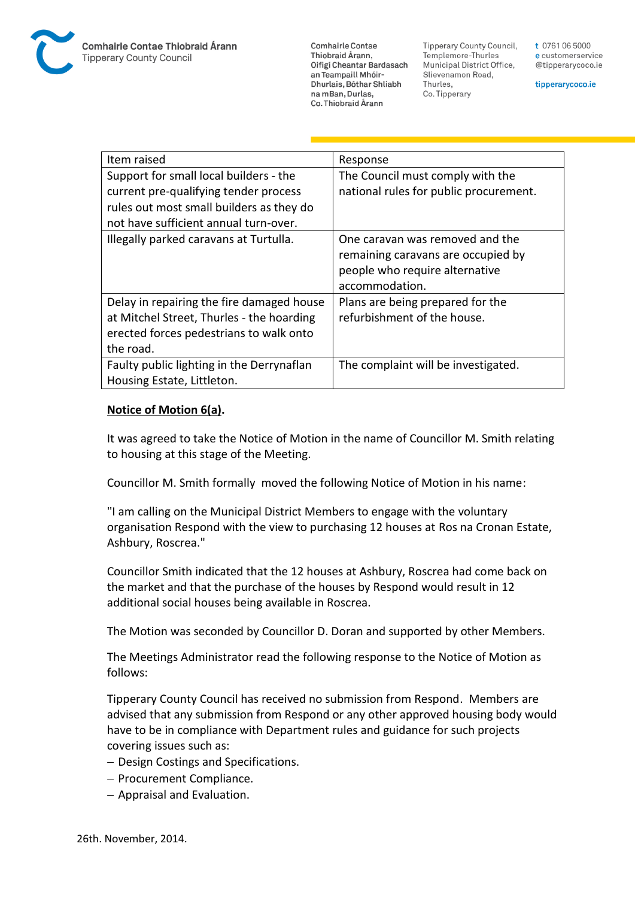| Item raised | Response |
| --- | --- |
| Support for small local builders - the current pre-qualifying tender process rules out most small builders as they do not have sufficient annual turn-over. | The Council must comply with the national rules for public procurement. |
| Illegally parked caravans at Turtulla. | One caravan was removed and the remaining caravans are occupied by people who require alternative accommodation. |
| Delay in repairing the fire damaged house at Mitchel Street, Thurles - the hoarding erected forces pedestrians to walk onto the road. | Plans are being prepared for the refurbishment of the house. |
| Faulty public lighting in the Derrynaflan Housing Estate, Littleton. | The complaint will be investigated. |

**Notice of Motion 6(a).**

It was agreed to take the Notice of Motion in the name of Councillor M. Smith relating to housing at this stage of the Meeting.

Councillor M. Smith formally moved the following Notice of Motion in his name:

"I am calling on the Municipal District Members to engage with the voluntary organisation Respond with the view to purchasing 12 houses at Ros na Cronan Estate, Ashbury, Roscrea."

Councillor Smith indicated that the 12 houses at Ashbury, Roscrea had come back on the market and that the purchase of the houses by Respond would result in 12 additional social houses being available in Roscrea.

The Motion was seconded by Councillor D. Doran and supported by other Members.

The Meetings Administrator read the following response to the Notice of Motion as follows:

Tipperary County Council has received no submission from Respond. Members are advised that any submission from Respond or any other approved housing body would have to be in compliance with Department rules and guidance for such projects covering issues such as:

- Design Costings and Specifications.
- Procurement Compliance.
- Appraisal and Evaluation.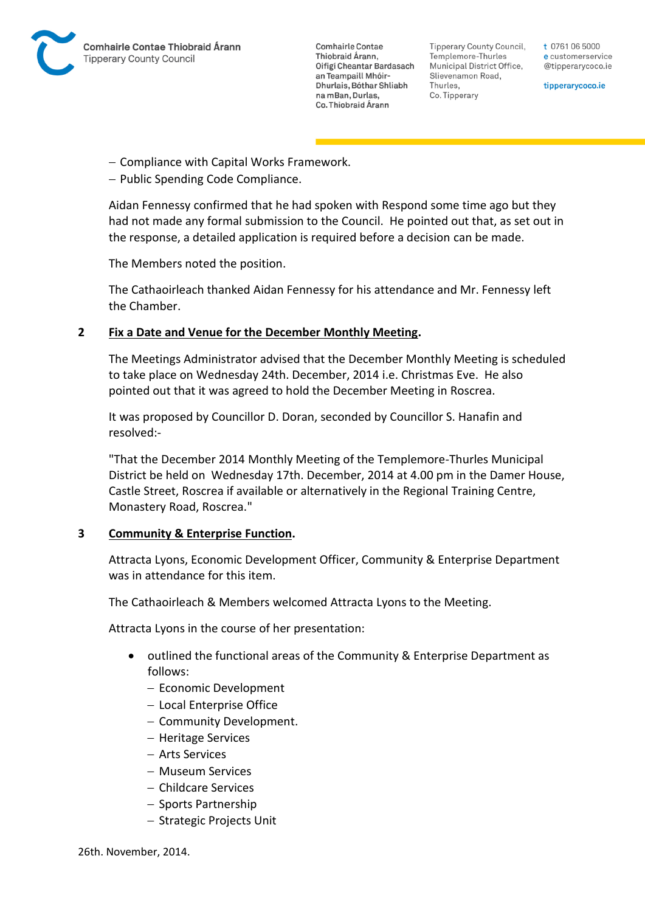- Compliance with Capital Works Framework.
- Public Spending Code Compliance.

Aidan Fennessy confirmed that he had spoken with Respond some time ago but they had not made any formal submission to the Council. He pointed out that, as set out in the response, a detailed application is required before a decision can be made.

The Members noted the position.

The Cathaoirleach thanked Aidan Fennessy for his attendance and Mr. Fennessy left the Chamber.

## 2 Fix a Date and Venue for the December Monthly Meeting.

The Meetings Administrator advised that the December Monthly Meeting is scheduled to take place on Wednesday 24th. December, 2014 i.e. Christmas Eve. He also pointed out that it was agreed to hold the December Meeting in Roscrea.

It was proposed by Councillor D. Doran, seconded by Councillor S. Hanafin and resolved:-

"That the December 2014 Monthly Meeting of the Templemore-Thurles Municipal District be held on Wednesday 17th. December, 2014 at 4.00 pm in the Damer House, Castle Street, Roscrea if available or alternatively in the Regional Training Centre, Monastery Road, Roscrea."

## 3 Community & Enterprise Function.

Attracta Lyons, Economic Development Officer, Community & Enterprise Department was in attendance for this item.

The Cathaoirleach & Members welcomed Attracta Lyons to the Meeting.

Attracta Lyons in the course of her presentation:

- outlined the functional areas of the Community & Enterprise Department as follows:
  - Economic Development
  - Local Enterprise Office
  - Community Development.
  - Heritage Services
  - Arts Services
  - Museum Services
  - Childcare Services
  - Sports Partnership
  - Strategic Projects Unit

26th. November, 2014.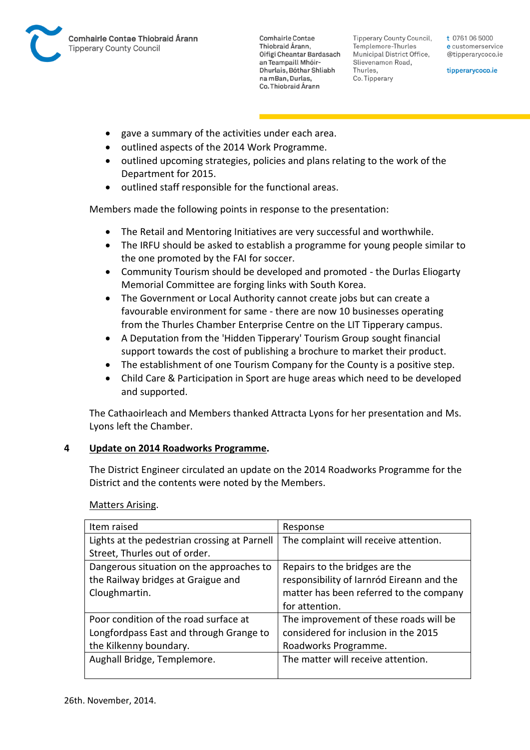- gave a summary of the activities under each area.
- outlined aspects of the 2014 Work Programme.
- outlined upcoming strategies, policies and plans relating to the work of the Department for 2015.
- outlined staff responsible for the functional areas.

Members made the following points in response to the presentation:

- The Retail and Mentoring Initiatives are very successful and worthwhile.
- The IRFU should be asked to establish a programme for young people similar to the one promoted by the FAI for soccer.
- Community Tourism should be developed and promoted - the Durlas Eliogarty Memorial Committee are forging links with South Korea.
- The Government or Local Authority cannot create jobs but can create a favourable environment for same - there are now 10 businesses operating from the Thurles Chamber Enterprise Centre on the LIT Tipperary campus.
- A Deputation from the 'Hidden Tipperary' Tourism Group sought financial support towards the cost of publishing a brochure to market their product.
- The establishment of one Tourism Company for the County is a positive step.
- Child Care & Participation in Sport are huge areas which need to be developed and supported.

The Cathaoirleach and Members thanked Attracta Lyons for her presentation and Ms. Lyons left the Chamber.

## 4 Update on 2014 Roadworks Programme.

The District Engineer circulated an update on the 2014 Roadworks Programme for the District and the contents were noted by the Members.

Matters Arising.

| Item raised | Response |
|---|---|
| Lights at the pedestrian crossing at Parnell Street, Thurles out of order. | The complaint will receive attention. |
| Dangerous situation on the approaches to the Railway bridges at Graigue and Cloughmartin. | Repairs to the bridges are the responsibility of Iarnród Eireann and the matter has been referred to the company for attention. |
| Poor condition of the road surface at Longfordpass East and through Grange to the Kilkenny boundary. | The improvement of these roads will be considered for inclusion in the 2015 Roadworks Programme. |
| Aughall Bridge, Templemore. | The matter will receive attention. |

26th. November, 2014.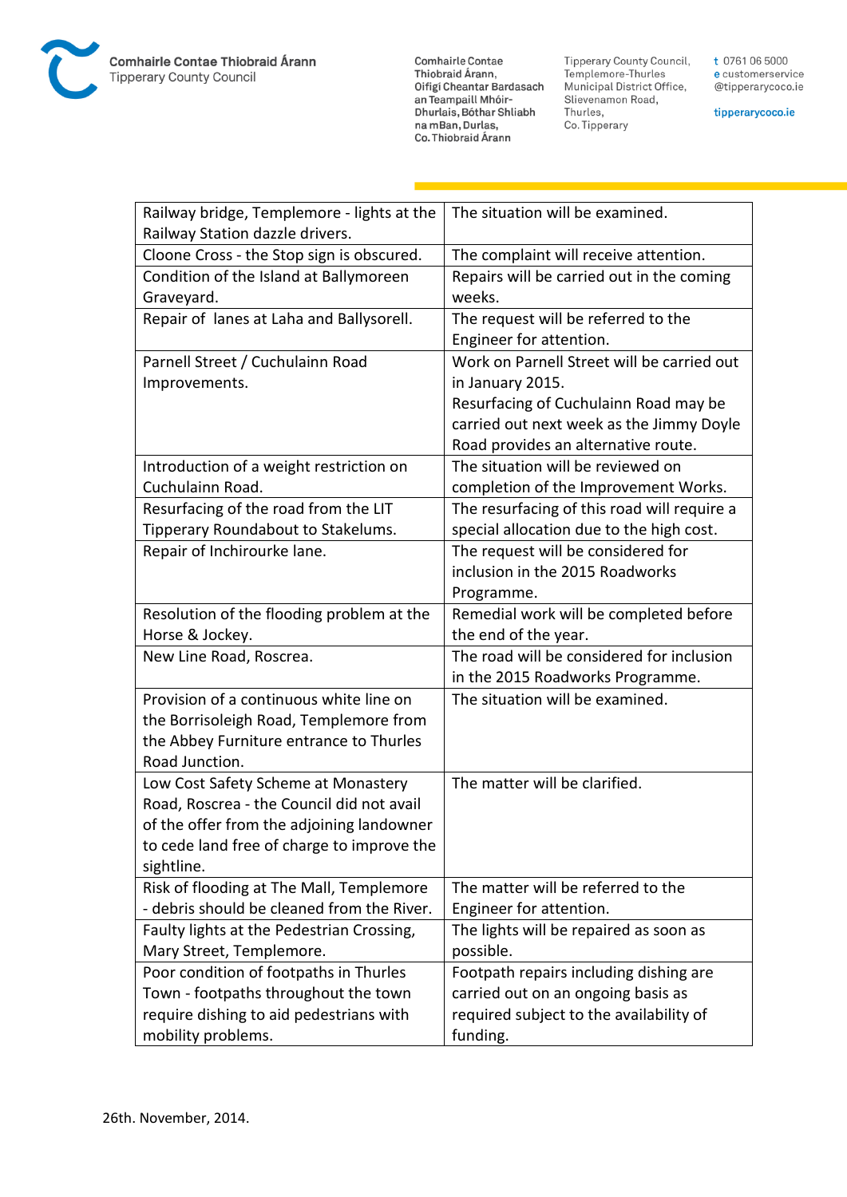| Railway bridge, Templemore - lights at the Railway Station dazzle drivers. | The situation will be examined. |
|---|---|
| Cloone Cross - the Stop sign is obscured. | The complaint will receive attention. |
| Condition of the Island at Ballymoreen Graveyard. | Repairs will be carried out in the coming weeks. |
| Repair of lanes at Laha and Ballysorell. | The request will be referred to the Engineer for attention. |
| Parnell Street / Cuchulainn Road Improvements. | Work on Parnell Street will be carried out in January 2015. Resurfacing of Cuchulainn Road may be carried out next week as the Jimmy Doyle Road provides an alternative route. |
| Introduction of a weight restriction on Cuchulainn Road. | The situation will be reviewed on completion of the Improvement Works. |
| Resurfacing of the road from the LIT Tipperary Roundabout to Stakelums. | The resurfacing of this road will require a special allocation due to the high cost. |
| Repair of Inchirourke lane. | The request will be considered for inclusion in the 2015 Roadworks Programme. |
| Resolution of the flooding problem at the Horse & Jockey. | Remedial work will be completed before the end of the year. |
| New Line Road, Roscrea. | The road will be considered for inclusion in the 2015 Roadworks Programme. |
| Provision of a continuous white line on the Borrisoleigh Road, Templemore from the Abbey Furniture entrance to Thurles Road Junction. | The situation will be examined. |
| Low Cost Safety Scheme at Monastery Road, Roscrea - the Council did not avail of the offer from the adjoining landowner to cede land free of charge to improve the sightline. | The matter will be clarified. |
| Risk of flooding at The Mall, Templemore - debris should be cleaned from the River. | The matter will be referred to the Engineer for attention. |
| Faulty lights at the Pedestrian Crossing, Mary Street, Templemore. | The lights will be repaired as soon as possible. |
| Poor condition of footpaths in Thurles Town - footpaths throughout the town require dishing to aid pedestrians with mobility problems. | Footpath repairs including dishing are carried out on an ongoing basis as required subject to the availability of funding. |

26th. November, 2014.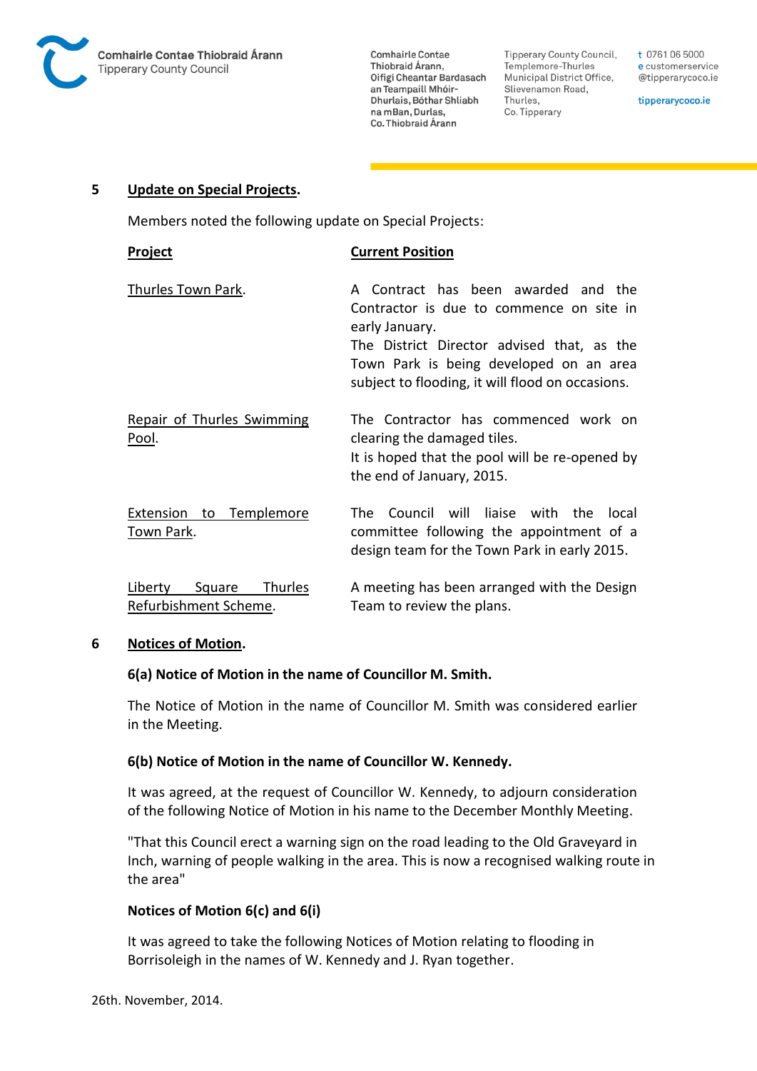## 5 Update on Special Projects.

Members noted the following update on Special Projects:

| Project | Current Position |
| --- | --- |
| Thurles Town Park. | A Contract has been awarded and the Contractor is due to commence on site in early January. The District Director advised that, as the Town Park is being developed on an area subject to flooding, it will flood on occasions. |
| Repair of Thurles Swimming Pool. | The Contractor has commenced work on clearing the damaged tiles. It is hoped that the pool will be re-opened by the end of January, 2015. |
| Extension to Templemore Town Park. | The Council will liaise with the local committee following the appointment of a design team for the Town Park in early 2015. |
| Liberty Square Thurles Refurbishment Scheme. | A meeting has been arranged with the Design Team to review the plans. |

## 6 Notices of Motion.

### 6(a) Notice of Motion in the name of Councillor M. Smith.

The Notice of Motion in the name of Councillor M. Smith was considered earlier in the Meeting.

### 6(b) Notice of Motion in the name of Councillor W. Kennedy.

It was agreed, at the request of Councillor W. Kennedy, to adjourn consideration of the following Notice of Motion in his name to the December Monthly Meeting.

"That this Council erect a warning sign on the road leading to the Old Graveyard in Inch, warning of people walking in the area. This is now a recognised walking route in the area"

### Notices of Motion 6(c) and 6(i)

It was agreed to take the following Notices of Motion relating to flooding in Borrisoleigh in the names of W. Kennedy and J. Ryan together.

26th. November, 2014.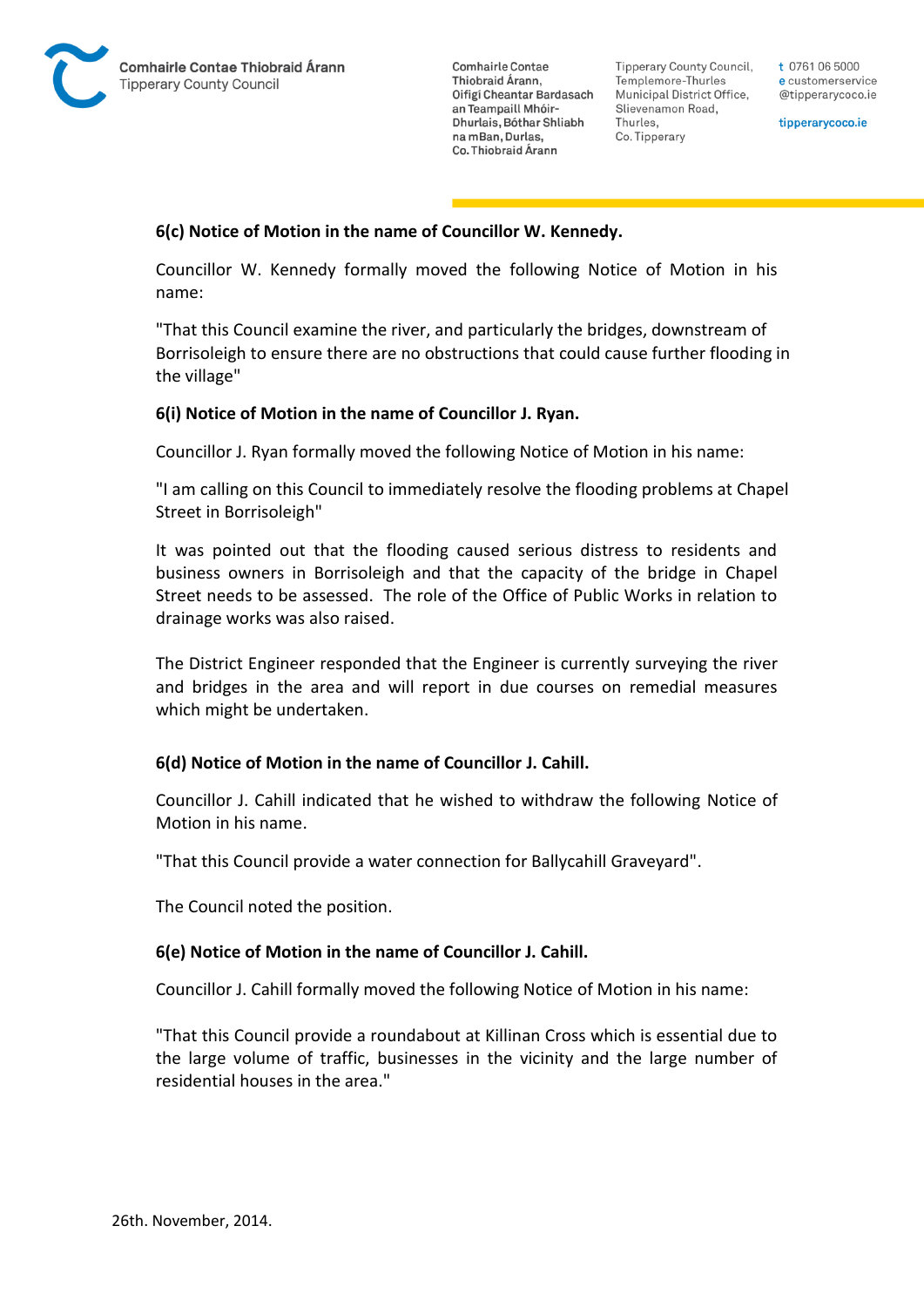**6(c) Notice of Motion in the name of Councillor W. Kennedy.**

Councillor W. Kennedy formally moved the following Notice of Motion in his name:

"That this Council examine the river, and particularly the bridges, downstream of Borrisoleigh to ensure there are no obstructions that could cause further flooding in the village"

**6(i) Notice of Motion in the name of Councillor J. Ryan.**

Councillor J. Ryan formally moved the following Notice of Motion in his name:

"I am calling on this Council to immediately resolve the flooding problems at Chapel Street in Borrisoleigh"

It was pointed out that the flooding caused serious distress to residents and business owners in Borrisoleigh and that the capacity of the bridge in Chapel Street needs to be assessed. The role of the Office of Public Works in relation to drainage works was also raised.

The District Engineer responded that the Engineer is currently surveying the river and bridges in the area and will report in due courses on remedial measures which might be undertaken.

**6(d) Notice of Motion in the name of Councillor J. Cahill.**

Councillor J. Cahill indicated that he wished to withdraw the following Notice of Motion in his name.

"That this Council provide a water connection for Ballycahill Graveyard".

The Council noted the position.

**6(e) Notice of Motion in the name of Councillor J. Cahill.**

Councillor J. Cahill formally moved the following Notice of Motion in his name:

"That this Council provide a roundabout at Killinan Cross which is essential due to the large volume of traffic, businesses in the vicinity and the large number of residential houses in the area."

26th. November, 2014.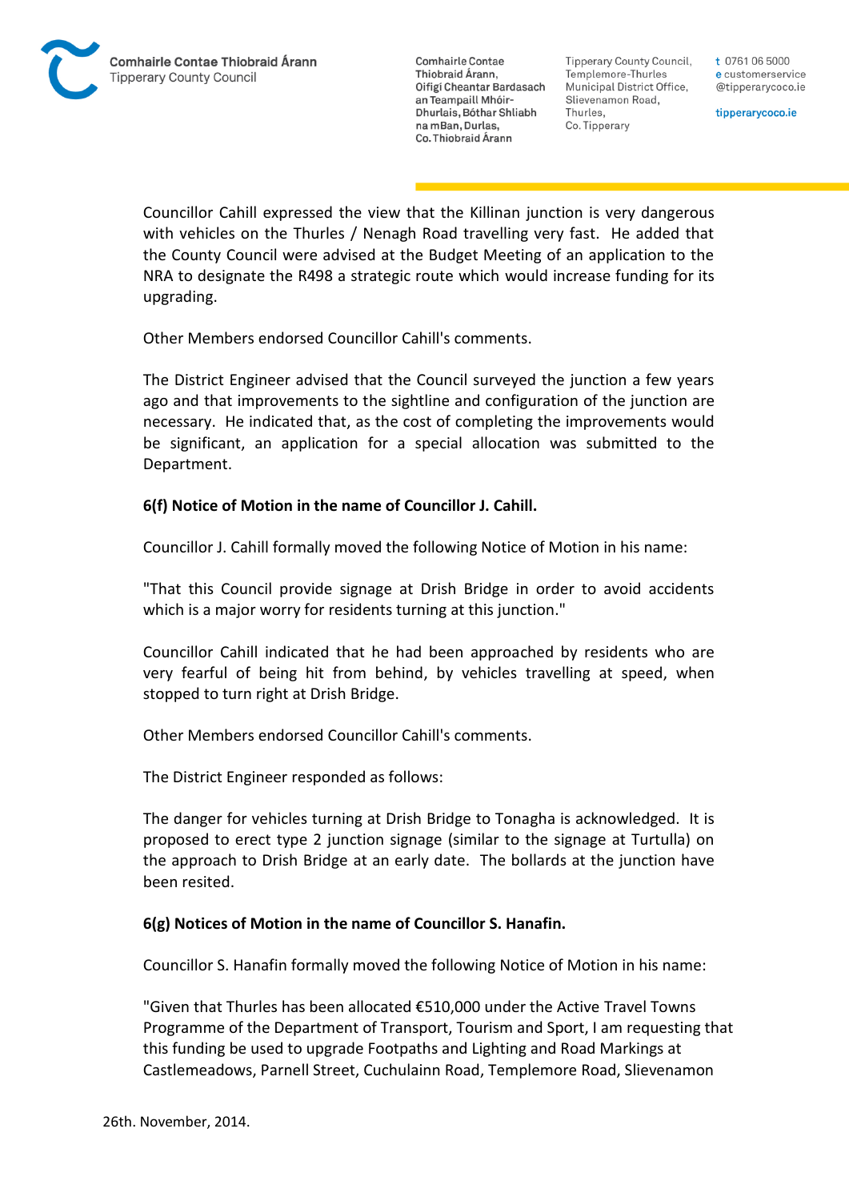Councillor Cahill expressed the view that the Killinan junction is very dangerous with vehicles on the Thurles / Nenagh Road travelling very fast. He added that the County Council were advised at the Budget Meeting of an application to the NRA to designate the R498 a strategic route which would increase funding for its upgrading.

Other Members endorsed Councillor Cahill's comments.

The District Engineer advised that the Council surveyed the junction a few years ago and that improvements to the sightline and configuration of the junction are necessary. He indicated that, as the cost of completing the improvements would be significant, an application for a special allocation was submitted to the Department.

**6(f) Notice of Motion in the name of Councillor J. Cahill.**

Councillor J. Cahill formally moved the following Notice of Motion in his name:

"That this Council provide signage at Drish Bridge in order to avoid accidents which is a major worry for residents turning at this junction."

Councillor Cahill indicated that he had been approached by residents who are very fearful of being hit from behind, by vehicles travelling at speed, when stopped to turn right at Drish Bridge.

Other Members endorsed Councillor Cahill's comments.

The District Engineer responded as follows:

The danger for vehicles turning at Drish Bridge to Tonagha is acknowledged. It is proposed to erect type 2 junction signage (similar to the signage at Turtulla) on the approach to Drish Bridge at an early date. The bollards at the junction have been resited.

**6(g) Notices of Motion in the name of Councillor S. Hanafin.**

Councillor S. Hanafin formally moved the following Notice of Motion in his name:

"Given that Thurles has been allocated €510,000 under the Active Travel Towns Programme of the Department of Transport, Tourism and Sport, I am requesting that this funding be used to upgrade Footpaths and Lighting and Road Markings at Castlemeadows, Parnell Street, Cuchulainn Road, Templemore Road, Slievenamon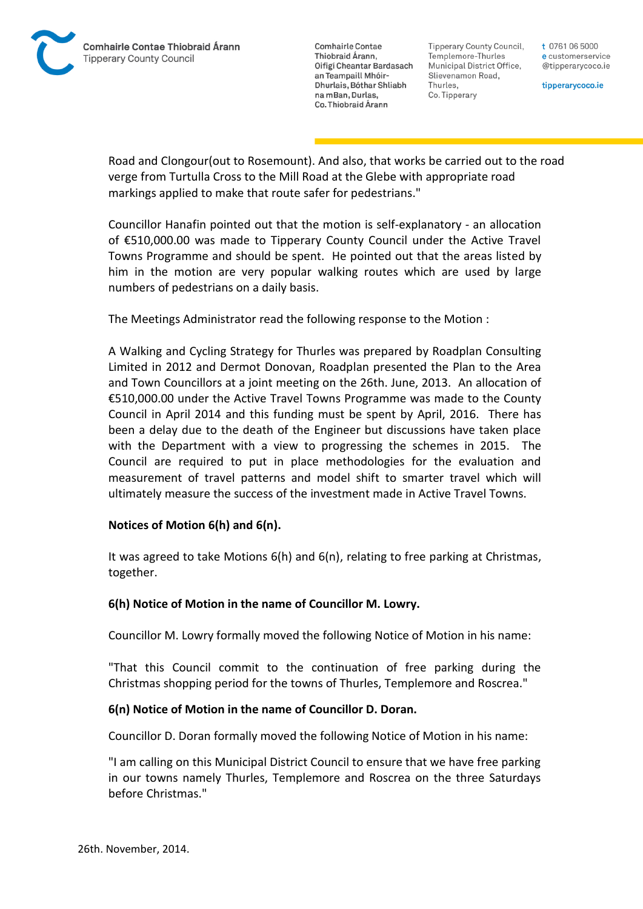Road and Clongour(out to Rosemount). And also, that works be carried out to the road verge from Turtulla Cross to the Mill Road at the Glebe with appropriate road markings applied to make that route safer for pedestrians."

Councillor Hanafin pointed out that the motion is self-explanatory - an allocation of €510,000.00 was made to Tipperary County Council under the Active Travel Towns Programme and should be spent. He pointed out that the areas listed by him in the motion are very popular walking routes which are used by large numbers of pedestrians on a daily basis.

The Meetings Administrator read the following response to the Motion :

A Walking and Cycling Strategy for Thurles was prepared by Roadplan Consulting Limited in 2012 and Dermot Donovan, Roadplan presented the Plan to the Area and Town Councillors at a joint meeting on the 26th. June, 2013. An allocation of €510,000.00 under the Active Travel Towns Programme was made to the County Council in April 2014 and this funding must be spent by April, 2016. There has been a delay due to the death of the Engineer but discussions have taken place with the Department with a view to progressing the schemes in 2015. The Council are required to put in place methodologies for the evaluation and measurement of travel patterns and model shift to smarter travel which will ultimately measure the success of the investment made in Active Travel Towns.

**Notices of Motion 6(h) and 6(n).**

It was agreed to take Motions 6(h) and 6(n), relating to free parking at Christmas, together.

**6(h) Notice of Motion in the name of Councillor M. Lowry.**

Councillor M. Lowry formally moved the following Notice of Motion in his name:

"That this Council commit to the continuation of free parking during the Christmas shopping period for the towns of Thurles, Templemore and Roscrea."

**6(n) Notice of Motion in the name of Councillor D. Doran.**

Councillor D. Doran formally moved the following Notice of Motion in his name:

"I am calling on this Municipal District Council to ensure that we have free parking in our towns namely Thurles, Templemore and Roscrea on the three Saturdays before Christmas."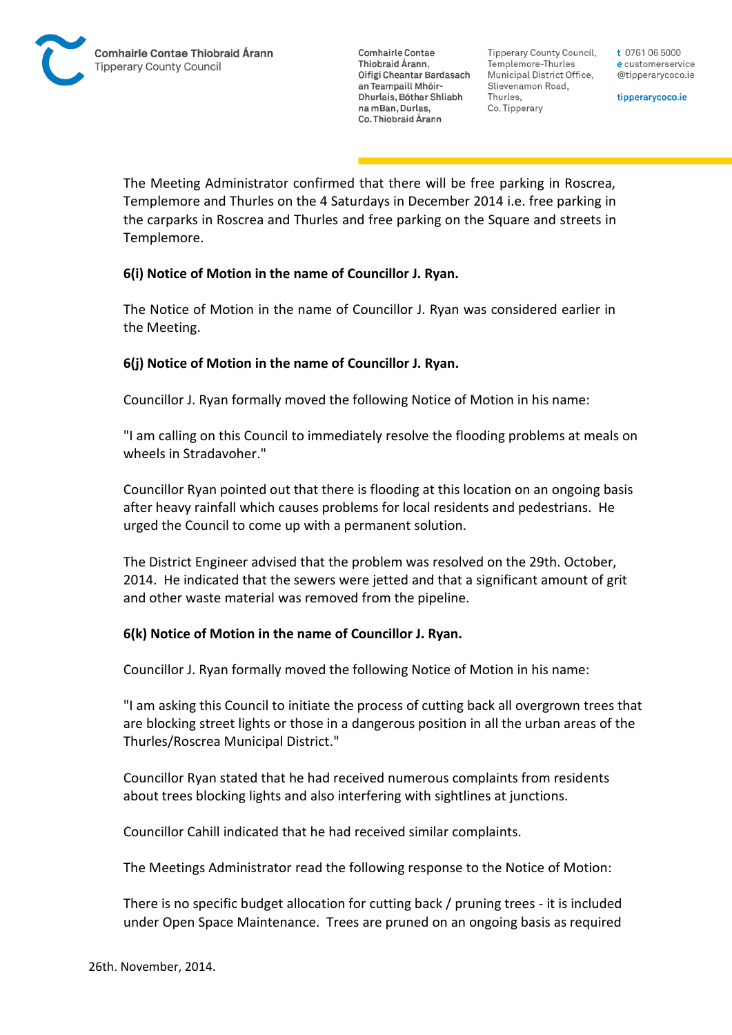The Meeting Administrator confirmed that there will be free parking in Roscrea, Templemore and Thurles on the 4 Saturdays in December 2014 i.e. free parking in the carparks in Roscrea and Thurles and free parking on the Square and streets in Templemore.

**6(i) Notice of Motion in the name of Councillor J. Ryan.**

The Notice of Motion in the name of Councillor J. Ryan was considered earlier in the Meeting.

**6(j) Notice of Motion in the name of Councillor J. Ryan.**

Councillor J. Ryan formally moved the following Notice of Motion in his name:

"I am calling on this Council to immediately resolve the flooding problems at meals on wheels in Stradavoher."

Councillor Ryan pointed out that there is flooding at this location on an ongoing basis after heavy rainfall which causes problems for local residents and pedestrians. He urged the Council to come up with a permanent solution.

The District Engineer advised that the problem was resolved on the 29th. October, 2014. He indicated that the sewers were jetted and that a significant amount of grit and other waste material was removed from the pipeline.

**6(k) Notice of Motion in the name of Councillor J. Ryan.**

Councillor J. Ryan formally moved the following Notice of Motion in his name:

"I am asking this Council to initiate the process of cutting back all overgrown trees that are blocking street lights or those in a dangerous position in all the urban areas of the Thurles/Roscrea Municipal District."

Councillor Ryan stated that he had received numerous complaints from residents about trees blocking lights and also interfering with sightlines at junctions.

Councillor Cahill indicated that he had received similar complaints.

The Meetings Administrator read the following response to the Notice of Motion:

There is no specific budget allocation for cutting back / pruning trees - it is included under Open Space Maintenance. Trees are pruned on an ongoing basis as required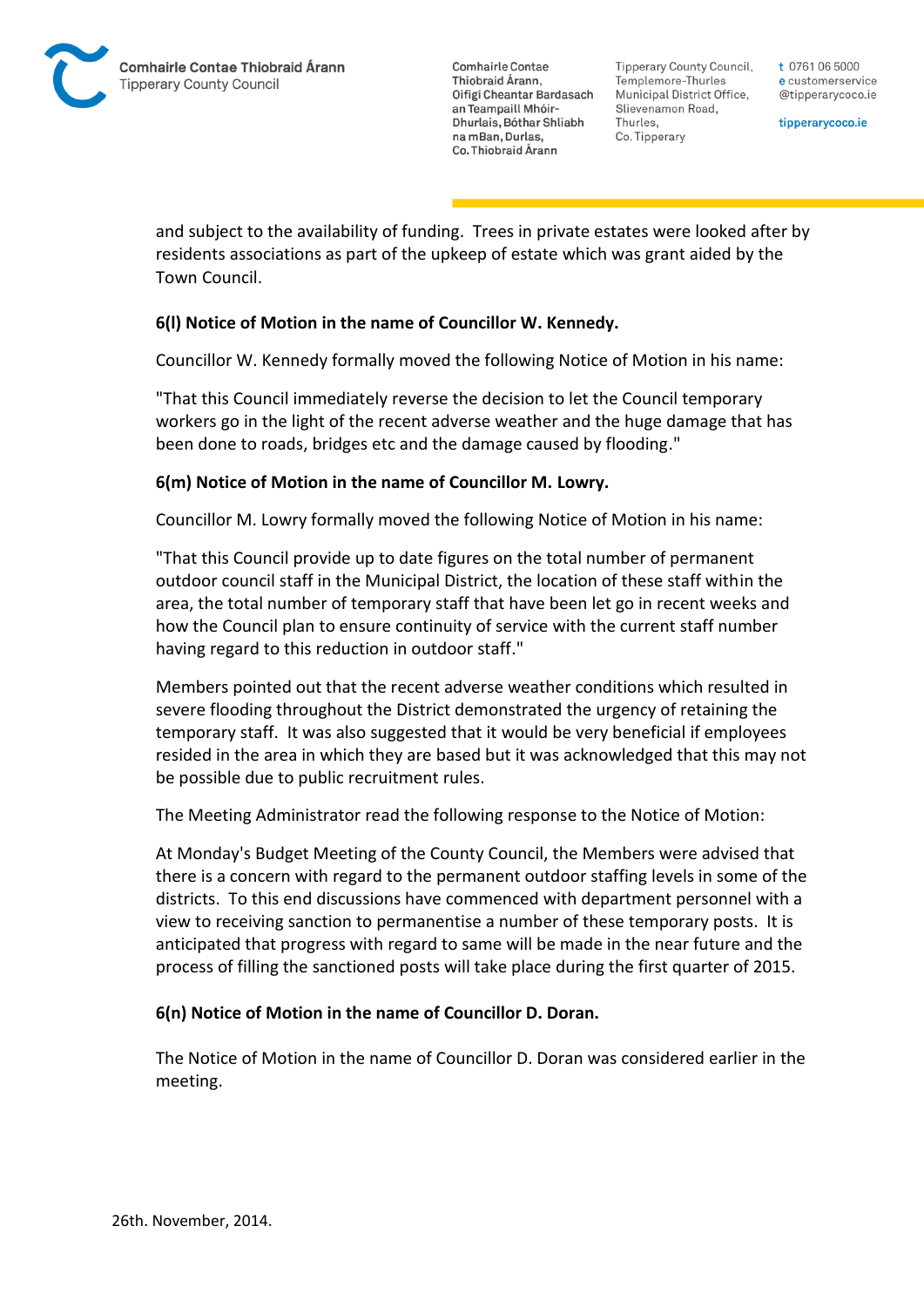and subject to the availability of funding. Trees in private estates were looked after by residents associations as part of the upkeep of estate which was grant aided by the Town Council.

**6(l) Notice of Motion in the name of Councillor W. Kennedy.**

Councillor W. Kennedy formally moved the following Notice of Motion in his name:

"That this Council immediately reverse the decision to let the Council temporary workers go in the light of the recent adverse weather and the huge damage that has been done to roads, bridges etc and the damage caused by flooding."

**6(m) Notice of Motion in the name of Councillor M. Lowry.**

Councillor M. Lowry formally moved the following Notice of Motion in his name:

"That this Council provide up to date figures on the total number of permanent outdoor council staff in the Municipal District, the location of these staff within the area, the total number of temporary staff that have been let go in recent weeks and how the Council plan to ensure continuity of service with the current staff number having regard to this reduction in outdoor staff."

Members pointed out that the recent adverse weather conditions which resulted in severe flooding throughout the District demonstrated the urgency of retaining the temporary staff. It was also suggested that it would be very beneficial if employees resided in the area in which they are based but it was acknowledged that this may not be possible due to public recruitment rules.

The Meeting Administrator read the following response to the Notice of Motion:

At Monday's Budget Meeting of the County Council, the Members were advised that there is a concern with regard to the permanent outdoor staffing levels in some of the districts. To this end discussions have commenced with department personnel with a view to receiving sanction to permanentise a number of these temporary posts. It is anticipated that progress with regard to same will be made in the near future and the process of filling the sanctioned posts will take place during the first quarter of 2015.

**6(n) Notice of Motion in the name of Councillor D. Doran.**

The Notice of Motion in the name of Councillor D. Doran was considered earlier in the meeting.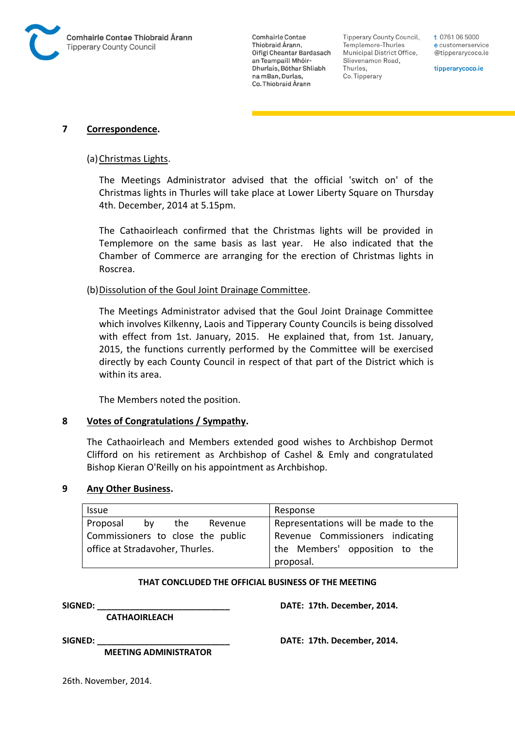## 7 Correspondence.

(a) Christmas Lights.

The Meetings Administrator advised that the official 'switch on' of the Christmas lights in Thurles will take place at Lower Liberty Square on Thursday 4th. December, 2014 at 5.15pm.

The Cathaoirleach confirmed that the Christmas lights will be provided in Templemore on the same basis as last year. He also indicated that the Chamber of Commerce are arranging for the erection of Christmas lights in Roscrea.

(b) Dissolution of the Goul Joint Drainage Committee.

The Meetings Administrator advised that the Goul Joint Drainage Committee which involves Kilkenny, Laois and Tipperary County Councils is being dissolved with effect from 1st. January, 2015. He explained that, from 1st. January, 2015, the functions currently performed by the Committee will be exercised directly by each County Council in respect of that part of the District which is within its area.

The Members noted the position.

## 8 Votes of Congratulations / Sympathy.

The Cathaoirleach and Members extended good wishes to Archbishop Dermot Clifford on his retirement as Archbishop of Cashel & Emly and congratulated Bishop Kieran O'Reilly on his appointment as Archbishop.

## 9 Any Other Business.

| Issue | Response |
|---|---|
| Proposal by the Revenue Commissioners to close the public office at Stradavoher, Thurles. | Representations will be made to the Revenue Commissioners indicating the Members' opposition to the proposal. |

**THAT CONCLUDED THE OFFICIAL BUSINESS OF THE MEETING**

**SIGNED: ____________________________** **DATE: 17th. December, 2014.**
**CATHAOIRLEACH**

**SIGNED: ____________________________** **DATE: 17th. December, 2014.**
**MEETING ADMINISTRATOR**

26th. November, 2014.